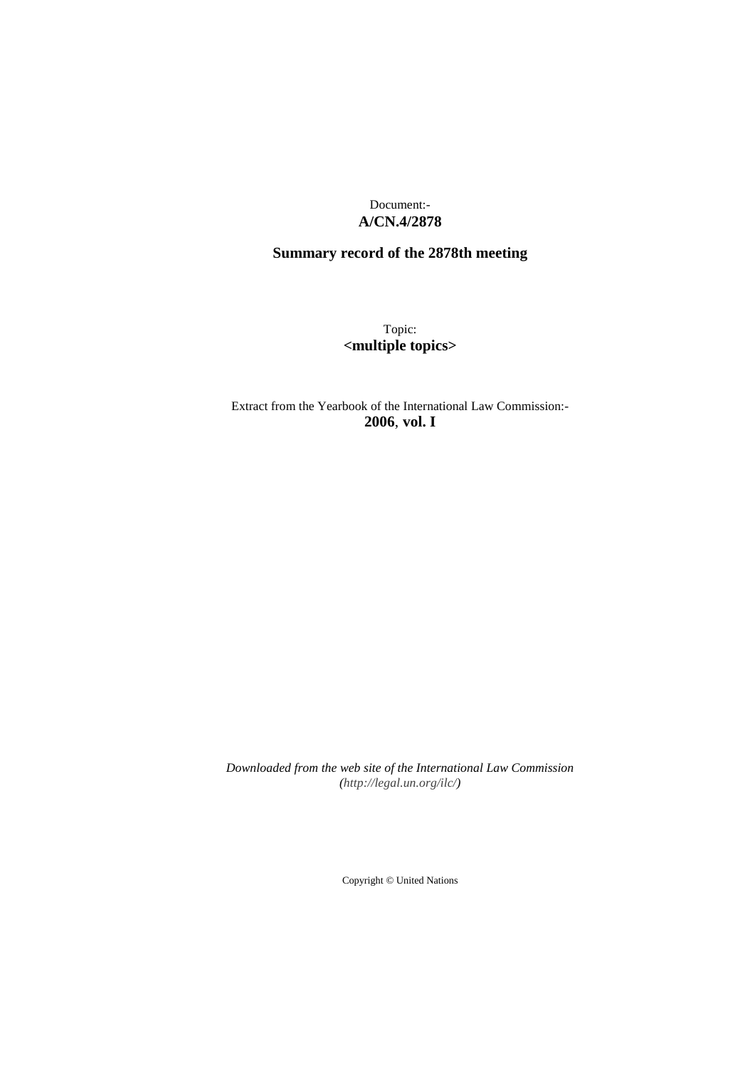Document:-
**A/CN.4/2878**

**Summary record of the 2878th meeting**

Topic:
**<multiple topics>**

Extract from the Yearbook of the International Law Commission:-
**2006**, **vol. I**

*Downloaded from the web site of the International Law Commission (http://legal.un.org/ilc/)*

Copyright © United Nations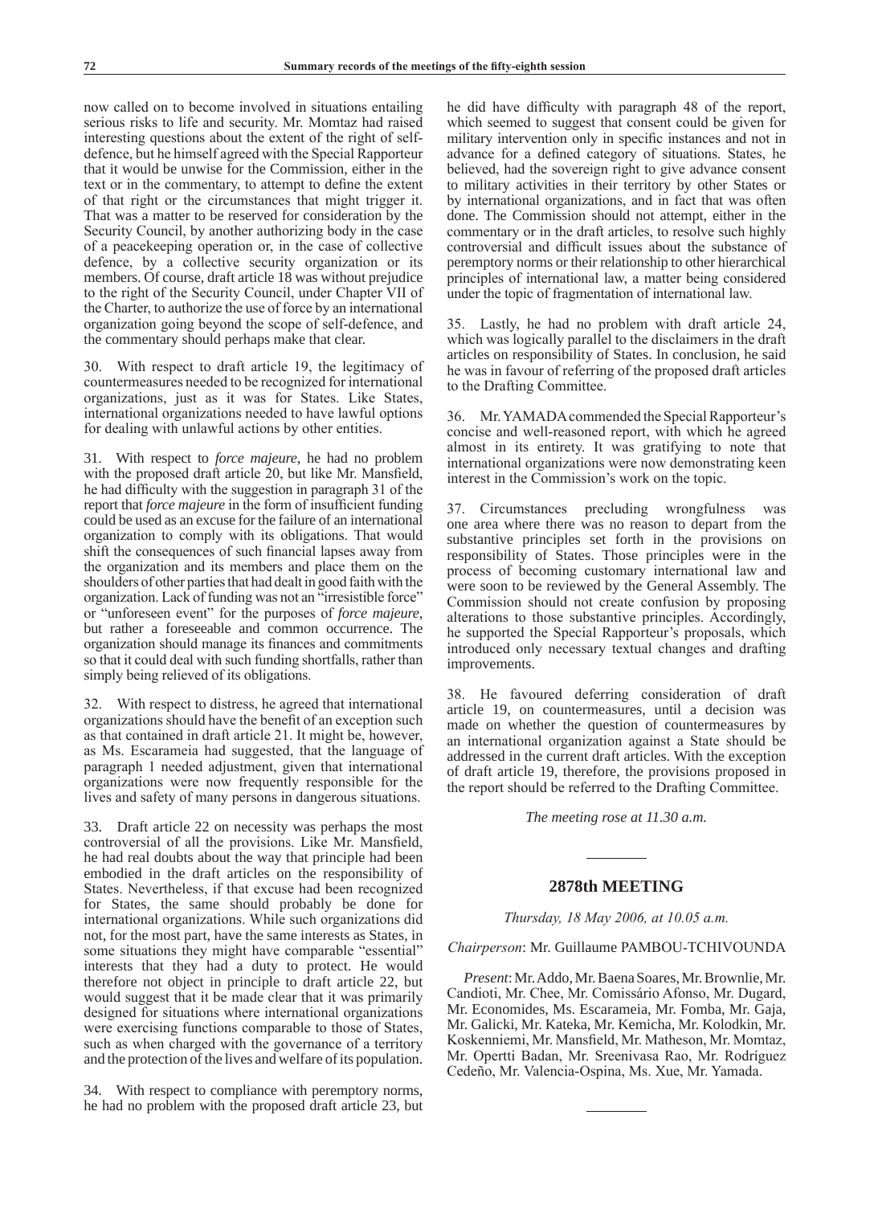now called on to become involved in situations entailing serious risks to life and security. Mr. Momtaz had raised interesting questions about the extent of the right of self-defence, but he himself agreed with the Special Rapporteur that it would be unwise for the Commission, either in the text or in the commentary, to attempt to define the extent of that right or the circumstances that might trigger it. That was a matter to be reserved for consideration by the Security Council, by another authorizing body in the case of a peacekeeping operation or, in the case of collective defence, by a collective security organization or its members. Of course, draft article 18 was without prejudice to the right of the Security Council, under Chapter VII of the Charter, to authorize the use of force by an international organization going beyond the scope of self-defence, and the commentary should perhaps make that clear.

30. With respect to draft article 19, the legitimacy of countermeasures needed to be recognized for international organizations, just as it was for States. Like States, international organizations needed to have lawful options for dealing with unlawful actions by other entities.

31. With respect to *force majeure*, he had no problem with the proposed draft article 20, but like Mr. Mansfield, he had difficulty with the suggestion in paragraph 31 of the report that *force majeure* in the form of insufficient funding could be used as an excuse for the failure of an international organization to comply with its obligations. That would shift the consequences of such financial lapses away from the organization and its members and place them on the shoulders of other parties that had dealt in good faith with the organization. Lack of funding was not an "irresistible force" or "unforeseen event" for the purposes of *force majeure*, but rather a foreseeable and common occurrence. The organization should manage its finances and commitments so that it could deal with such funding shortfalls, rather than simply being relieved of its obligations.

32. With respect to distress, he agreed that international organizations should have the benefit of an exception such as that contained in draft article 21. It might be, however, as Ms. Escarameia had suggested, that the language of paragraph 1 needed adjustment, given that international organizations were now frequently responsible for the lives and safety of many persons in dangerous situations.

33. Draft article 22 on necessity was perhaps the most controversial of all the provisions. Like Mr. Mansfield, he had real doubts about the way that principle had been embodied in the draft articles on the responsibility of States. Nevertheless, if that excuse had been recognized for States, the same should probably be done for international organizations. While such organizations did not, for the most part, have the same interests as States, in some situations they might have comparable "essential" interests that they had a duty to protect. He would therefore not object in principle to draft article 22, but would suggest that it be made clear that it was primarily designed for situations where international organizations were exercising functions comparable to those of States, such as when charged with the governance of a territory and the protection of the lives and welfare of its population.

34. With respect to compliance with peremptory norms, he had no problem with the proposed draft article 23, but he did have difficulty with paragraph 48 of the report, which seemed to suggest that consent could be given for military intervention only in specific instances and not in advance for a defined category of situations. States, he believed, had the sovereign right to give advance consent to military activities in their territory by other States or by international organizations, and in fact that was often done. The Commission should not attempt, either in the commentary or in the draft articles, to resolve such highly controversial and difficult issues about the substance of peremptory norms or their relationship to other hierarchical principles of international law, a matter being considered under the topic of fragmentation of international law.

35. Lastly, he had no problem with draft article 24, which was logically parallel to the disclaimers in the draft articles on responsibility of States. In conclusion, he said he was in favour of referring of the proposed draft articles to the Drafting Committee.

36. Mr. YAMADA commended the Special Rapporteur's concise and well-reasoned report, with which he agreed almost in its entirety. It was gratifying to note that international organizations were now demonstrating keen interest in the Commission's work on the topic.

37. Circumstances precluding wrongfulness was one area where there was no reason to depart from the substantive principles set forth in the provisions on responsibility of States. Those principles were in the process of becoming customary international law and were soon to be reviewed by the General Assembly. The Commission should not create confusion by proposing alterations to those substantive principles. Accordingly, he supported the Special Rapporteur's proposals, which introduced only necessary textual changes and drafting improvements.

38. He favoured deferring consideration of draft article 19, on countermeasures, until a decision was made on whether the question of countermeasures by an international organization against a State should be addressed in the current draft articles. With the exception of draft article 19, therefore, the provisions proposed in the report should be referred to the Drafting Committee.

*The meeting rose at 11.30 a.m.*

---

## 2878th MEETING

*Thursday, 18 May 2006, at 10.05 a.m.*

*Chairperson*: Mr. Guillaume PAMBOU-TCHIVOUNDA

*Present*: Mr. Addo, Mr. Baena Soares, Mr. Brownlie, Mr. Candioti, Mr. Chee, Mr. Comissário Afonso, Mr. Dugard, Mr. Economides, Ms. Escarameia, Mr. Fomba, Mr. Gaja, Mr. Galicki, Mr. Kateka, Mr. Kemicha, Mr. Kolodkin, Mr. Koskenniemi, Mr. Mansfield, Mr. Matheson, Mr. Momtaz, Mr. Opertti Badan, Mr. Sreenivasa Rao, Mr. Rodríguez Cedeño, Mr. Valencia-Ospina, Ms. Xue, Mr. Yamada.

---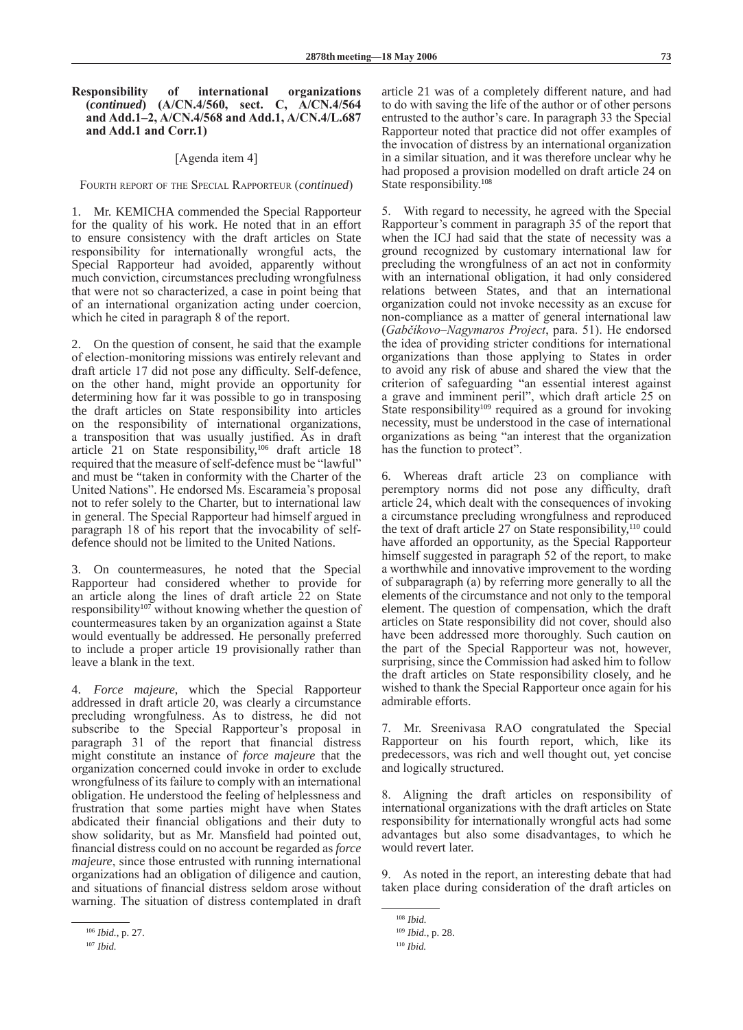**Responsibility of international organizations (*continued*) (A/CN.4/560, sect. C, A/CN.4/564 and Add.1–2, A/CN.4/568 and Add.1, A/CN.4/L.687 and Add.1 and Corr.1)**

[Agenda item 4]

Fourth report of the Special Rapporteur (*continued*)

1. Mr. KEMICHA commended the Special Rapporteur for the quality of his work. He noted that in an effort to ensure consistency with the draft articles on State responsibility for internationally wrongful acts, the Special Rapporteur had avoided, apparently without much conviction, circumstances precluding wrongfulness that were not so characterized, a case in point being that of an international organization acting under coercion, which he cited in paragraph 8 of the report.

2. On the question of consent, he said that the example of election-monitoring missions was entirely relevant and draft article 17 did not pose any difficulty. Self-defence, on the other hand, might provide an opportunity for determining how far it was possible to go in transposing the draft articles on State responsibility into articles on the responsibility of international organizations, a transposition that was usually justified. As in draft article 21 on State responsibility,[106] draft article 18 required that the measure of self-defence must be "lawful" and must be "taken in conformity with the Charter of the United Nations". He endorsed Ms. Escarameia's proposal not to refer solely to the Charter, but to international law in general. The Special Rapporteur had himself argued in paragraph 18 of his report that the invocability of self-defence should not be limited to the United Nations.

3. On countermeasures, he noted that the Special Rapporteur had considered whether to provide for an article along the lines of draft article 22 on State responsibility[107] without knowing whether the question of countermeasures taken by an organization against a State would eventually be addressed. He personally preferred to include a proper article 19 provisionally rather than leave a blank in the text.

4. *Force majeure*, which the Special Rapporteur addressed in draft article 20, was clearly a circumstance precluding wrongfulness. As to distress, he did not subscribe to the Special Rapporteur's proposal in paragraph 31 of the report that financial distress might constitute an instance of *force majeure* that the organization concerned could invoke in order to exclude wrongfulness of its failure to comply with an international obligation. He understood the feeling of helplessness and frustration that some parties might have when States abdicated their financial obligations and their duty to show solidarity, but as Mr. Mansfield had pointed out, financial distress could on no account be regarded as *force majeure*, since those entrusted with running international organizations had an obligation of diligence and caution, and situations of financial distress seldom arose without warning. The situation of distress contemplated in draft article 21 was of a completely different nature, and had to do with saving the life of the author or of other persons entrusted to the author's care. In paragraph 33 the Special Rapporteur noted that practice did not offer examples of the invocation of distress by an international organization in a similar situation, and it was therefore unclear why he had proposed a provision modelled on draft article 24 on State responsibility.[108]

5. With regard to necessity, he agreed with the Special Rapporteur's comment in paragraph 35 of the report that when the ICJ had said that the state of necessity was a ground recognized by customary international law for precluding the wrongfulness of an act not in conformity with an international obligation, it had only considered relations between States, and that an international organization could not invoke necessity as an excuse for non-compliance as a matter of general international law (*Gabčíkovo–Nagymaros Project*, para. 51). He endorsed the idea of providing stricter conditions for international organizations than those applying to States in order to avoid any risk of abuse and shared the view that the criterion of safeguarding "an essential interest against a grave and imminent peril", which draft article 25 on State responsibility[109] required as a ground for invoking necessity, must be understood in the case of international organizations as being "an interest that the organization has the function to protect".

6. Whereas draft article 23 on compliance with peremptory norms did not pose any difficulty, draft article 24, which dealt with the consequences of invoking a circumstance precluding wrongfulness and reproduced the text of draft article 27 on State responsibility,[110] could have afforded an opportunity, as the Special Rapporteur himself suggested in paragraph 52 of the report, to make a worthwhile and innovative improvement to the wording of subparagraph (a) by referring more generally to all the elements of the circumstance and not only to the temporal element. The question of compensation, which the draft articles on State responsibility did not cover, should also have been addressed more thoroughly. Such caution on the part of the Special Rapporteur was not, however, surprising, since the Commission had asked him to follow the draft articles on State responsibility closely, and he wished to thank the Special Rapporteur once again for his admirable efforts.

7. Mr. Sreenivasa RAO congratulated the Special Rapporteur on his fourth report, which, like its predecessors, was rich and well thought out, yet concise and logically structured.

8. Aligning the draft articles on responsibility of international organizations with the draft articles on State responsibility for internationally wrongful acts had some advantages but also some disadvantages, to which he would revert later.

9. As noted in the report, an interesting debate that had taken place during consideration of the draft articles on

---

[106] *Ibid.*, p. 27.

[107] *Ibid.*

[108] *Ibid.*

[109] *Ibid.*, p. 28.

[110] *Ibid.*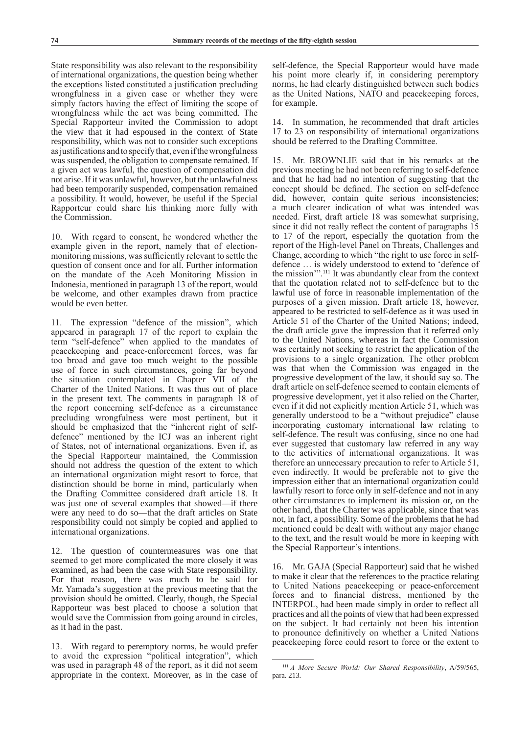State responsibility was also relevant to the responsibility of international organizations, the question being whether the exceptions listed constituted a justification precluding wrongfulness in a given case or whether they were simply factors having the effect of limiting the scope of wrongfulness while the act was being committed. The Special Rapporteur invited the Commission to adopt the view that it had espoused in the context of State responsibility, which was not to consider such exceptions as justifications and to specify that, even if the wrongfulness was suspended, the obligation to compensate remained. If a given act was lawful, the question of compensation did not arise. If it was unlawful, however, but the unlawfulness had been temporarily suspended, compensation remained a possibility. It would, however, be useful if the Special Rapporteur could share his thinking more fully with the Commission.

10. With regard to consent, he wondered whether the example given in the report, namely that of election-monitoring missions, was sufficiently relevant to settle the question of consent once and for all. Further information on the mandate of the Aceh Monitoring Mission in Indonesia, mentioned in paragraph 13 of the report, would be welcome, and other examples drawn from practice would be even better.

11. The expression "defence of the mission", which appeared in paragraph 17 of the report to explain the term "self-defence" when applied to the mandates of peacekeeping and peace-enforcement forces, was far too broad and gave too much weight to the possible use of force in such circumstances, going far beyond the situation contemplated in Chapter VII of the Charter of the United Nations. It was thus out of place in the present text. The comments in paragraph 18 of the report concerning self-defence as a circumstance precluding wrongfulness were most pertinent, but it should be emphasized that the "inherent right of self-defence" mentioned by the ICJ was an inherent right of States, not of international organizations. Even if, as the Special Rapporteur maintained, the Commission should not address the question of the extent to which an international organization might resort to force, that distinction should be borne in mind, particularly when the Drafting Committee considered draft article 18. It was just one of several examples that showed—if there were any need to do so—that the draft articles on State responsibility could not simply be copied and applied to international organizations.

12. The question of countermeasures was one that seemed to get more complicated the more closely it was examined, as had been the case with State responsibility. For that reason, there was much to be said for Mr. Yamada's suggestion at the previous meeting that the provision should be omitted. Clearly, though, the Special Rapporteur was best placed to choose a solution that would save the Commission from going around in circles, as it had in the past.

13. With regard to peremptory norms, he would prefer to avoid the expression "political integration", which was used in paragraph 48 of the report, as it did not seem appropriate in the context. Moreover, as in the case of self-defence, the Special Rapporteur would have made his point more clearly if, in considering peremptory norms, he had clearly distinguished between such bodies as the United Nations, NATO and peacekeeping forces, for example.

14. In summation, he recommended that draft articles 17 to 23 on responsibility of international organizations should be referred to the Drafting Committee.

15. Mr. BROWNLIE said that in his remarks at the previous meeting he had not been referring to self-defence and that he had had no intention of suggesting that the concept should be defined. The section on self-defence did, however, contain quite serious inconsistencies; a much clearer indication of what was intended was needed. First, draft article 18 was somewhat surprising, since it did not really reflect the content of paragraphs 15 to 17 of the report, especially the quotation from the report of the High-level Panel on Threats, Challenges and Change, according to which "the right to use force in self-defence … is widely understood to extend to 'defence of the mission'".[111] It was abundantly clear from the context that the quotation related not to self-defence but to the lawful use of force in reasonable implementation of the purposes of a given mission. Draft article 18, however, appeared to be restricted to self-defence as it was used in Article 51 of the Charter of the United Nations; indeed, the draft article gave the impression that it referred only to the United Nations, whereas in fact the Commission was certainly not seeking to restrict the application of the provisions to a single organization. The other problem was that when the Commission was engaged in the progressive development of the law, it should say so. The draft article on self-defence seemed to contain elements of progressive development, yet it also relied on the Charter, even if it did not explicitly mention Article 51, which was generally understood to be a "without prejudice" clause incorporating customary international law relating to self-defence. The result was confusing, since no one had ever suggested that customary law referred in any way to the activities of international organizations. It was therefore an unnecessary precaution to refer to Article 51, even indirectly. It would be preferable not to give the impression either that an international organization could lawfully resort to force only in self-defence and not in any other circumstances to implement its mission or, on the other hand, that the Charter was applicable, since that was not, in fact, a possibility. Some of the problems that he had mentioned could be dealt with without any major change to the text, and the result would be more in keeping with the Special Rapporteur's intentions.

16. Mr. GAJA (Special Rapporteur) said that he wished to make it clear that the references to the practice relating to United Nations peacekeeping or peace-enforcement forces and to financial distress, mentioned by the INTERPOL, had been made simply in order to reflect all practices and all the points of view that had been expressed on the subject. It had certainly not been his intention to pronounce definitively on whether a United Nations peacekeeping force could resort to force or the extent to

---

[111] *A More Secure World: Our Shared Responsibility*, A/59/565, para. 213.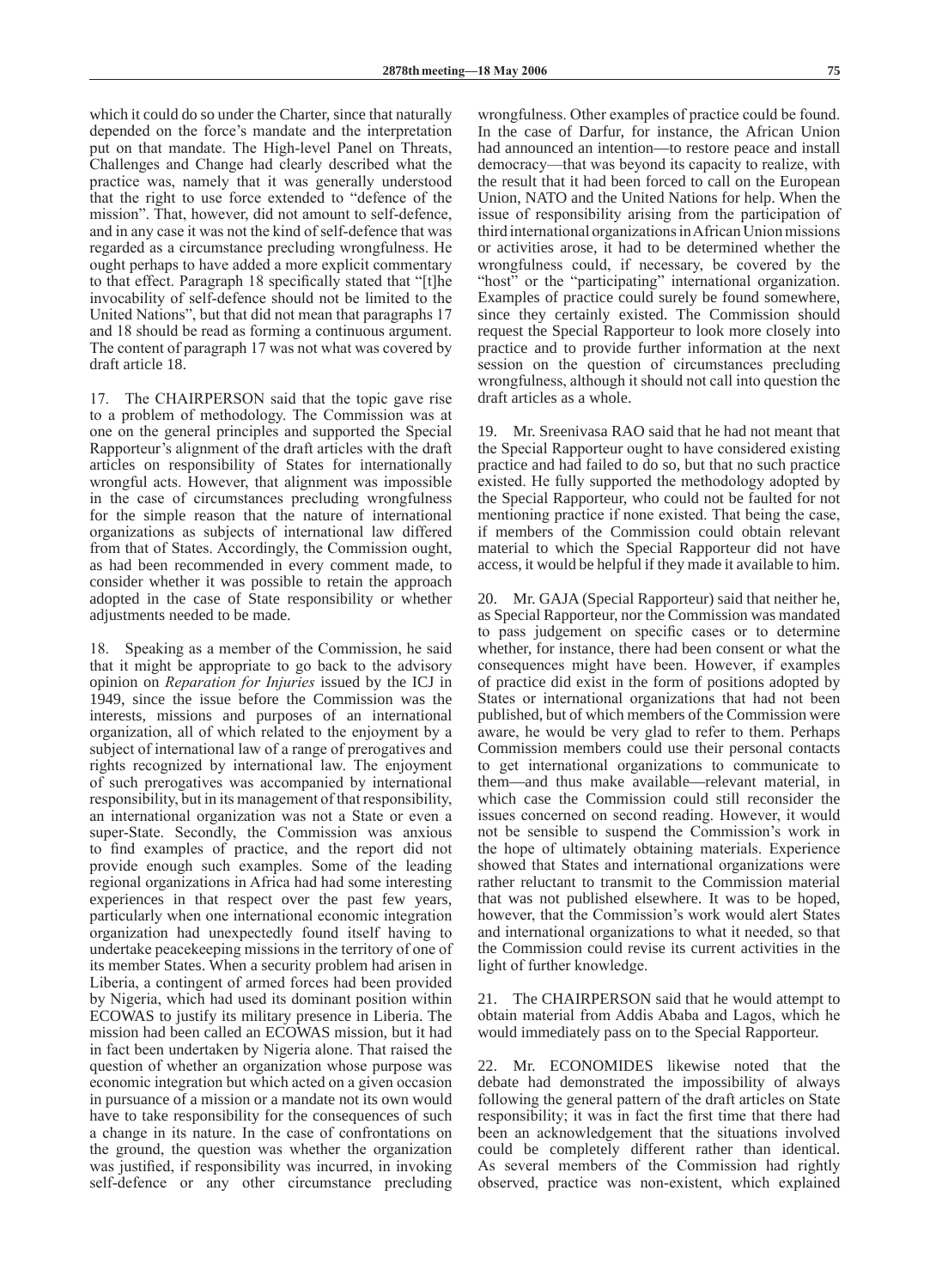which it could do so under the Charter, since that naturally depended on the force's mandate and the interpretation put on that mandate. The High-level Panel on Threats, Challenges and Change had clearly described what the practice was, namely that it was generally understood that the right to use force extended to "defence of the mission". That, however, did not amount to self-defence, and in any case it was not the kind of self-defence that was regarded as a circumstance precluding wrongfulness. He ought perhaps to have added a more explicit commentary to that effect. Paragraph 18 specifically stated that "[t]he invocability of self-defence should not be limited to the United Nations", but that did not mean that paragraphs 17 and 18 should be read as forming a continuous argument. The content of paragraph 17 was not what was covered by draft article 18.

17. The CHAIRPERSON said that the topic gave rise to a problem of methodology. The Commission was at one on the general principles and supported the Special Rapporteur's alignment of the draft articles with the draft articles on responsibility of States for internationally wrongful acts. However, that alignment was impossible in the case of circumstances precluding wrongfulness for the simple reason that the nature of international organizations as subjects of international law differed from that of States. Accordingly, the Commission ought, as had been recommended in every comment made, to consider whether it was possible to retain the approach adopted in the case of State responsibility or whether adjustments needed to be made.

18. Speaking as a member of the Commission, he said that it might be appropriate to go back to the advisory opinion on *Reparation for Injuries* issued by the ICJ in 1949, since the issue before the Commission was the interests, missions and purposes of an international organization, all of which related to the enjoyment by a subject of international law of a range of prerogatives and rights recognized by international law. The enjoyment of such prerogatives was accompanied by international responsibility, but in its management of that responsibility, an international organization was not a State or even a super-State. Secondly, the Commission was anxious to find examples of practice, and the report did not provide enough such examples. Some of the leading regional organizations in Africa had had some interesting experiences in that respect over the past few years, particularly when one international economic integration organization had unexpectedly found itself having to undertake peacekeeping missions in the territory of one of its member States. When a security problem had arisen in Liberia, a contingent of armed forces had been provided by Nigeria, which had used its dominant position within ECOWAS to justify its military presence in Liberia. The mission had been called an ECOWAS mission, but it had in fact been undertaken by Nigeria alone. That raised the question of whether an organization whose purpose was economic integration but which acted on a given occasion in pursuance of a mission or a mandate not its own would have to take responsibility for the consequences of such a change in its nature. In the case of confrontations on the ground, the question was whether the organization was justified, if responsibility was incurred, in invoking self-defence or any other circumstance precluding wrongfulness. Other examples of practice could be found. In the case of Darfur, for instance, the African Union had announced an intention—to restore peace and install democracy—that was beyond its capacity to realize, with the result that it had been forced to call on the European Union, NATO and the United Nations for help. When the issue of responsibility arising from the participation of third international organizations in African Union missions or activities arose, it had to be determined whether the wrongfulness could, if necessary, be covered by the "host" or the "participating" international organization. Examples of practice could surely be found somewhere, since they certainly existed. The Commission should request the Special Rapporteur to look more closely into practice and to provide further information at the next session on the question of circumstances precluding wrongfulness, although it should not call into question the draft articles as a whole.

19. Mr. Sreenivasa RAO said that he had not meant that the Special Rapporteur ought to have considered existing practice and had failed to do so, but that no such practice existed. He fully supported the methodology adopted by the Special Rapporteur, who could not be faulted for not mentioning practice if none existed. That being the case, if members of the Commission could obtain relevant material to which the Special Rapporteur did not have access, it would be helpful if they made it available to him.

20. Mr. GAJA (Special Rapporteur) said that neither he, as Special Rapporteur, nor the Commission was mandated to pass judgement on specific cases or to determine whether, for instance, there had been consent or what the consequences might have been. However, if examples of practice did exist in the form of positions adopted by States or international organizations that had not been published, but of which members of the Commission were aware, he would be very glad to refer to them. Perhaps Commission members could use their personal contacts to get international organizations to communicate to them—and thus make available—relevant material, in which case the Commission could still reconsider the issues concerned on second reading. However, it would not be sensible to suspend the Commission's work in the hope of ultimately obtaining materials. Experience showed that States and international organizations were rather reluctant to transmit to the Commission material that was not published elsewhere. It was to be hoped, however, that the Commission's work would alert States and international organizations to what it needed, so that the Commission could revise its current activities in the light of further knowledge.

21. The CHAIRPERSON said that he would attempt to obtain material from Addis Ababa and Lagos, which he would immediately pass on to the Special Rapporteur.

22. Mr. ECONOMIDES likewise noted that the debate had demonstrated the impossibility of always following the general pattern of the draft articles on State responsibility; it was in fact the first time that there had been an acknowledgement that the situations involved could be completely different rather than identical. As several members of the Commission had rightly observed, practice was non-existent, which explained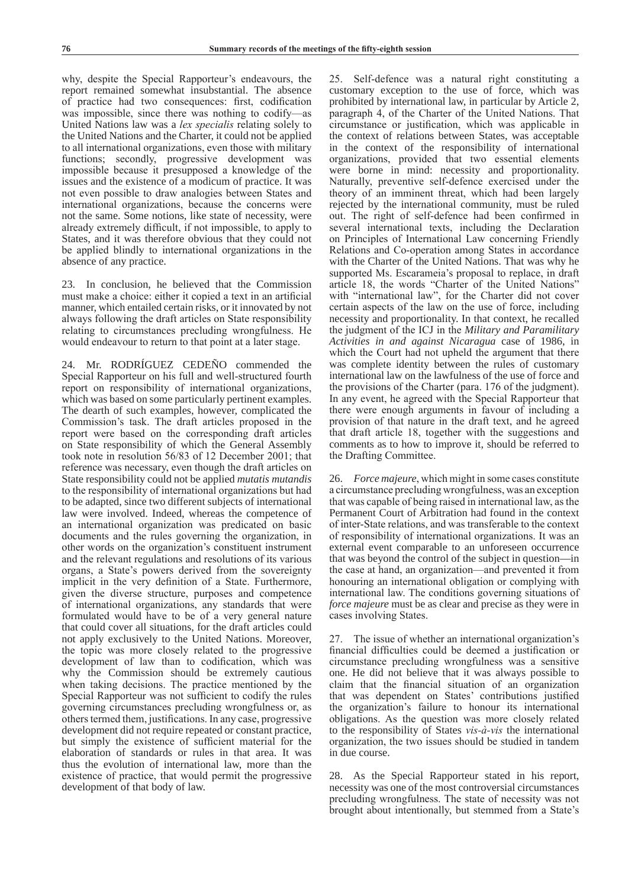why, despite the Special Rapporteur's endeavours, the report remained somewhat insubstantial. The absence of practice had two consequences: first, codification was impossible, since there was nothing to codify—as United Nations law was a *lex specialis* relating solely to the United Nations and the Charter, it could not be applied to all international organizations, even those with military functions; secondly, progressive development was impossible because it presupposed a knowledge of the issues and the existence of a modicum of practice. It was not even possible to draw analogies between States and international organizations, because the concerns were not the same. Some notions, like state of necessity, were already extremely difficult, if not impossible, to apply to States, and it was therefore obvious that they could not be applied blindly to international organizations in the absence of any practice.

23. In conclusion, he believed that the Commission must make a choice: either it copied a text in an artificial manner, which entailed certain risks, or it innovated by not always following the draft articles on State responsibility relating to circumstances precluding wrongfulness. He would endeavour to return to that point at a later stage.

24. Mr. RODRÍGUEZ CEDEÑO commended the Special Rapporteur on his full and well-structured fourth report on responsibility of international organizations, which was based on some particularly pertinent examples. The dearth of such examples, however, complicated the Commission's task. The draft articles proposed in the report were based on the corresponding draft articles on State responsibility of which the General Assembly took note in resolution 56/83 of 12 December 2001; that reference was necessary, even though the draft articles on State responsibility could not be applied *mutatis mutandis* to the responsibility of international organizations but had to be adapted, since two different subjects of international law were involved. Indeed, whereas the competence of an international organization was predicated on basic documents and the rules governing the organization, in other words on the organization's constituent instrument and the relevant regulations and resolutions of its various organs, a State's powers derived from the sovereignty implicit in the very definition of a State. Furthermore, given the diverse structure, purposes and competence of international organizations, any standards that were formulated would have to be of a very general nature that could cover all situations, for the draft articles could not apply exclusively to the United Nations. Moreover, the topic was more closely related to the progressive development of law than to codification, which was why the Commission should be extremely cautious when taking decisions. The practice mentioned by the Special Rapporteur was not sufficient to codify the rules governing circumstances precluding wrongfulness or, as others termed them, justifications. In any case, progressive development did not require repeated or constant practice, but simply the existence of sufficient material for the elaboration of standards or rules in that area. It was thus the evolution of international law, more than the existence of practice, that would permit the progressive development of that body of law.

25. Self-defence was a natural right constituting a customary exception to the use of force, which was prohibited by international law, in particular by Article 2, paragraph 4, of the Charter of the United Nations. That circumstance or justification, which was applicable in the context of relations between States, was acceptable in the context of the responsibility of international organizations, provided that two essential elements were borne in mind: necessity and proportionality. Naturally, preventive self-defence exercised under the theory of an imminent threat, which had been largely rejected by the international community, must be ruled out. The right of self-defence had been confirmed in several international texts, including the Declaration on Principles of International Law concerning Friendly Relations and Co-operation among States in accordance with the Charter of the United Nations. That was why he supported Ms. Escarameia's proposal to replace, in draft article 18, the words "Charter of the United Nations" with "international law", for the Charter did not cover certain aspects of the law on the use of force, including necessity and proportionality. In that context, he recalled the judgment of the ICJ in the *Military and Paramilitary Activities in and against Nicaragua* case of 1986, in which the Court had not upheld the argument that there was complete identity between the rules of customary international law on the lawfulness of the use of force and the provisions of the Charter (para. 176 of the judgment). In any event, he agreed with the Special Rapporteur that there were enough arguments in favour of including a provision of that nature in the draft text, and he agreed that draft article 18, together with the suggestions and comments as to how to improve it, should be referred to the Drafting Committee.

26. *Force majeure*, which might in some cases constitute a circumstance precluding wrongfulness, was an exception that was capable of being raised in international law, as the Permanent Court of Arbitration had found in the context of inter-State relations, and was transferable to the context of responsibility of international organizations. It was an external event comparable to an unforeseen occurrence that was beyond the control of the subject in question—in the case at hand, an organization—and prevented it from honouring an international obligation or complying with international law. The conditions governing situations of *force majeure* must be as clear and precise as they were in cases involving States.

27. The issue of whether an international organization's financial difficulties could be deemed a justification or circumstance precluding wrongfulness was a sensitive one. He did not believe that it was always possible to claim that the financial situation of an organization that was dependent on States' contributions justified the organization's failure to honour its international obligations. As the question was more closely related to the responsibility of States *vis-à-vis* the international organization, the two issues should be studied in tandem in due course.

28. As the Special Rapporteur stated in his report, necessity was one of the most controversial circumstances precluding wrongfulness. The state of necessity was not brought about intentionally, but stemmed from a State's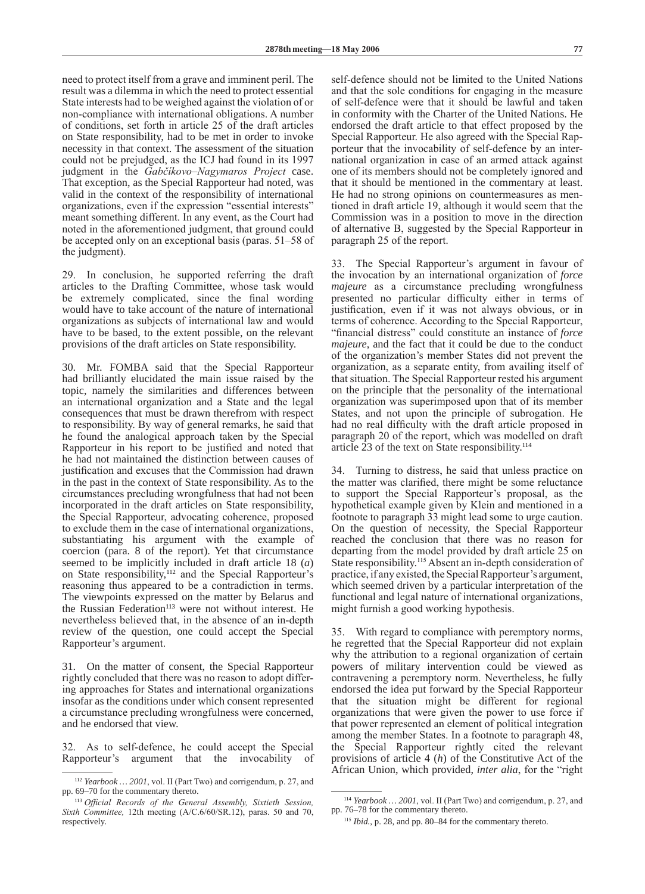need to protect itself from a grave and imminent peril. The result was a dilemma in which the need to protect essential State interests had to be weighed against the violation of or non-compliance with international obligations. A number of conditions, set forth in article 25 of the draft articles on State responsibility, had to be met in order to invoke necessity in that context. The assessment of the situation could not be prejudged, as the ICJ had found in its 1997 judgment in the *Gabčíkovo–Nagymaros Project* case. That exception, as the Special Rapporteur had noted, was valid in the context of the responsibility of international organizations, even if the expression "essential interests" meant something different. In any event, as the Court had noted in the aforementioned judgment, that ground could be accepted only on an exceptional basis (paras. 51–58 of the judgment).

29. In conclusion, he supported referring the draft articles to the Drafting Committee, whose task would be extremely complicated, since the final wording would have to take account of the nature of international organizations as subjects of international law and would have to be based, to the extent possible, on the relevant provisions of the draft articles on State responsibility.

30. Mr. FOMBA said that the Special Rapporteur had brilliantly elucidated the main issue raised by the topic, namely the similarities and differences between an international organization and a State and the legal consequences that must be drawn therefrom with respect to responsibility. By way of general remarks, he said that he found the analogical approach taken by the Special Rapporteur in his report to be justified and noted that he had not maintained the distinction between causes of justification and excuses that the Commission had drawn in the past in the context of State responsibility. As to the circumstances precluding wrongfulness that had not been incorporated in the draft articles on State responsibility, the Special Rapporteur, advocating coherence, proposed to exclude them in the case of international organizations, substantiating his argument with the example of coercion (para. 8 of the report). Yet that circumstance seemed to be implicitly included in draft article 18 (*a*) on State responsibility,[112] and the Special Rapporteur's reasoning thus appeared to be a contradiction in terms. The viewpoints expressed on the matter by Belarus and the Russian Federation[113] were not without interest. He nevertheless believed that, in the absence of an in-depth review of the question, one could accept the Special Rapporteur's argument.

31. On the matter of consent, the Special Rapporteur rightly concluded that there was no reason to adopt differing approaches for States and international organizations insofar as the conditions under which consent represented a circumstance precluding wrongfulness were concerned, and he endorsed that view.

32. As to self-defence, he could accept the Special Rapporteur's argument that the invocability of self-defence should not be limited to the United Nations and that the sole conditions for engaging in the measure of self-defence were that it should be lawful and taken in conformity with the Charter of the United Nations. He endorsed the draft article to that effect proposed by the Special Rapporteur. He also agreed with the Special Rapporteur that the invocability of self-defence by an international organization in case of an armed attack against one of its members should not be completely ignored and that it should be mentioned in the commentary at least. He had no strong opinions on countermeasures as mentioned in draft article 19, although it would seem that the Commission was in a position to move in the direction of alternative B, suggested by the Special Rapporteur in paragraph 25 of the report.

33. The Special Rapporteur's argument in favour of the invocation by an international organization of *force majeure* as a circumstance precluding wrongfulness presented no particular difficulty either in terms of justification, even if it was not always obvious, or in terms of coherence. According to the Special Rapporteur, "financial distress" could constitute an instance of *force majeure*, and the fact that it could be due to the conduct of the organization's member States did not prevent the organization, as a separate entity, from availing itself of that situation. The Special Rapporteur rested his argument on the principle that the personality of the international organization was superimposed upon that of its member States, and not upon the principle of subrogation. He had no real difficulty with the draft article proposed in paragraph 20 of the report, which was modelled on draft article 23 of the text on State responsibility.[114]

34. Turning to distress, he said that unless practice on the matter was clarified, there might be some reluctance to support the Special Rapporteur's proposal, as the hypothetical example given by Klein and mentioned in a footnote to paragraph 33 might lead some to urge caution. On the question of necessity, the Special Rapporteur reached the conclusion that there was no reason for departing from the model provided by draft article 25 on State responsibility.[115] Absent an in-depth consideration of practice, if any existed, the Special Rapporteur's argument, which seemed driven by a particular interpretation of the functional and legal nature of international organizations, might furnish a good working hypothesis.

35. With regard to compliance with peremptory norms, he regretted that the Special Rapporteur did not explain why the attribution to a regional organization of certain powers of military intervention could be viewed as contravening a peremptory norm. Nevertheless, he fully endorsed the idea put forward by the Special Rapporteur that the situation might be different for regional organizations that were given the power to use force if that power represented an element of political integration among the member States. In a footnote to paragraph 48, the Special Rapporteur rightly cited the relevant provisions of article 4 (*h*) of the Constitutive Act of the African Union, which provided, *inter alia*, for the "right

---

[112] *Yearbook … 2001*, vol. II (Part Two) and corrigendum, p. 27, and pp. 69–70 for the commentary thereto.

[113] *Official Records of the General Assembly, Sixtieth Session, Sixth Committee,* 12th meeting (A/C.6/60/SR.12), paras. 50 and 70, respectively.

[114] *Yearbook … 2001*, vol. II (Part Two) and corrigendum, p. 27, and pp. 76–78 for the commentary thereto.

[115] *Ibid.*, p. 28, and pp. 80–84 for the commentary thereto.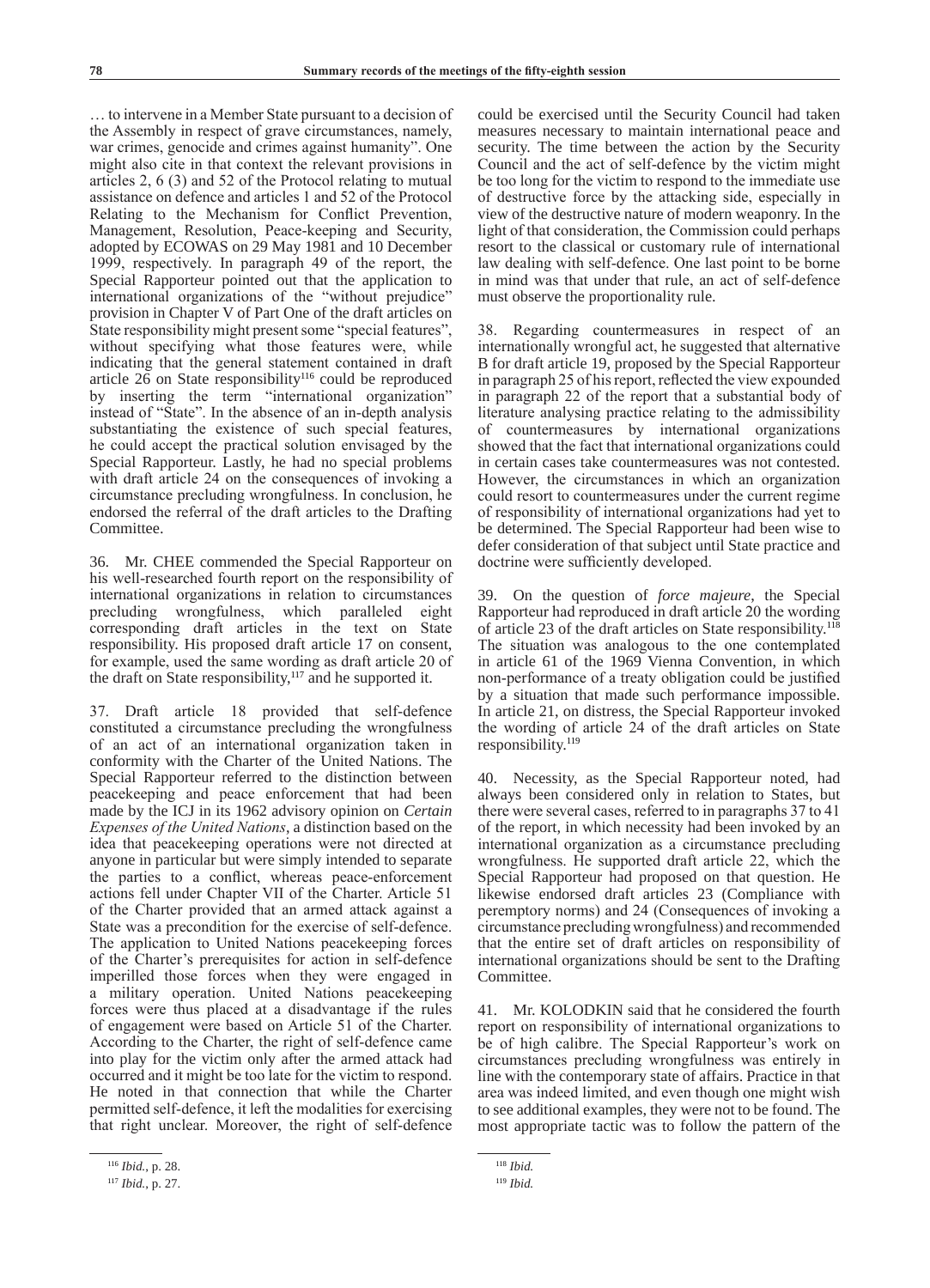… to intervene in a Member State pursuant to a decision of the Assembly in respect of grave circumstances, namely, war crimes, genocide and crimes against humanity". One might also cite in that context the relevant provisions in articles 2, 6 (3) and 52 of the Protocol relating to mutual assistance on defence and articles 1 and 52 of the Protocol Relating to the Mechanism for Conflict Prevention, Management, Resolution, Peace-keeping and Security, adopted by ECOWAS on 29 May 1981 and 10 December 1999, respectively. In paragraph 49 of the report, the Special Rapporteur pointed out that the application to international organizations of the "without prejudice" provision in Chapter V of Part One of the draft articles on State responsibility might present some "special features", without specifying what those features were, while indicating that the general statement contained in draft article 26 on State responsibility[116] could be reproduced by inserting the term "international organization" instead of "State". In the absence of an in-depth analysis substantiating the existence of such special features, he could accept the practical solution envisaged by the Special Rapporteur. Lastly, he had no special problems with draft article 24 on the consequences of invoking a circumstance precluding wrongfulness. In conclusion, he endorsed the referral of the draft articles to the Drafting Committee.

36. Mr. CHEE commended the Special Rapporteur on his well-researched fourth report on the responsibility of international organizations in relation to circumstances precluding wrongfulness, which paralleled eight corresponding draft articles in the text on State responsibility. His proposed draft article 17 on consent, for example, used the same wording as draft article 20 of the draft on State responsibility,[117] and he supported it.

37. Draft article 18 provided that self-defence constituted a circumstance precluding the wrongfulness of an act of an international organization taken in conformity with the Charter of the United Nations. The Special Rapporteur referred to the distinction between peacekeeping and peace enforcement that had been made by the ICJ in its 1962 advisory opinion on *Certain Expenses of the United Nations*, a distinction based on the idea that peacekeeping operations were not directed at anyone in particular but were simply intended to separate the parties to a conflict, whereas peace-enforcement actions fell under Chapter VII of the Charter. Article 51 of the Charter provided that an armed attack against a State was a precondition for the exercise of self-defence. The application to United Nations peacekeeping forces of the Charter's prerequisites for action in self-defence imperilled those forces when they were engaged in a military operation. United Nations peacekeeping forces were thus placed at a disadvantage if the rules of engagement were based on Article 51 of the Charter. According to the Charter, the right of self-defence came into play for the victim only after the armed attack had occurred and it might be too late for the victim to respond. He noted in that connection that while the Charter permitted self-defence, it left the modalities for exercising that right unclear. Moreover, the right of self-defence could be exercised until the Security Council had taken measures necessary to maintain international peace and security. The time between the action by the Security Council and the act of self-defence by the victim might be too long for the victim to respond to the immediate use of destructive force by the attacking side, especially in view of the destructive nature of modern weaponry. In the light of that consideration, the Commission could perhaps resort to the classical or customary rule of international law dealing with self-defence. One last point to be borne in mind was that under that rule, an act of self-defence must observe the proportionality rule.

38. Regarding countermeasures in respect of an internationally wrongful act, he suggested that alternative B for draft article 19, proposed by the Special Rapporteur in paragraph 25 of his report, reflected the view expounded in paragraph 22 of the report that a substantial body of literature analysing practice relating to the admissibility of countermeasures by international organizations showed that the fact that international organizations could in certain cases take countermeasures was not contested. However, the circumstances in which an organization could resort to countermeasures under the current regime of responsibility of international organizations had yet to be determined. The Special Rapporteur had been wise to defer consideration of that subject until State practice and doctrine were sufficiently developed.

39. On the question of *force majeure*, the Special Rapporteur had reproduced in draft article 20 the wording of article 23 of the draft articles on State responsibility.[118] The situation was analogous to the one contemplated in article 61 of the 1969 Vienna Convention, in which non-performance of a treaty obligation could be justified by a situation that made such performance impossible. In article 21, on distress, the Special Rapporteur invoked the wording of article 24 of the draft articles on State responsibility.[119]

40. Necessity, as the Special Rapporteur noted, had always been considered only in relation to States, but there were several cases, referred to in paragraphs 37 to 41 of the report, in which necessity had been invoked by an international organization as a circumstance precluding wrongfulness. He supported draft article 22, which the Special Rapporteur had proposed on that question. He likewise endorsed draft articles 23 (Compliance with peremptory norms) and 24 (Consequences of invoking a circumstance precluding wrongfulness) and recommended that the entire set of draft articles on responsibility of international organizations should be sent to the Drafting Committee.

41. Mr. KOLODKIN said that he considered the fourth report on responsibility of international organizations to be of high calibre. The Special Rapporteur's work on circumstances precluding wrongfulness was entirely in line with the contemporary state of affairs. Practice in that area was indeed limited, and even though one might wish to see additional examples, they were not to be found. The most appropriate tactic was to follow the pattern of the

[116] *Ibid.*, p. 28.

[117] *Ibid.*, p. 27.

[118] *Ibid.*

[119] *Ibid.*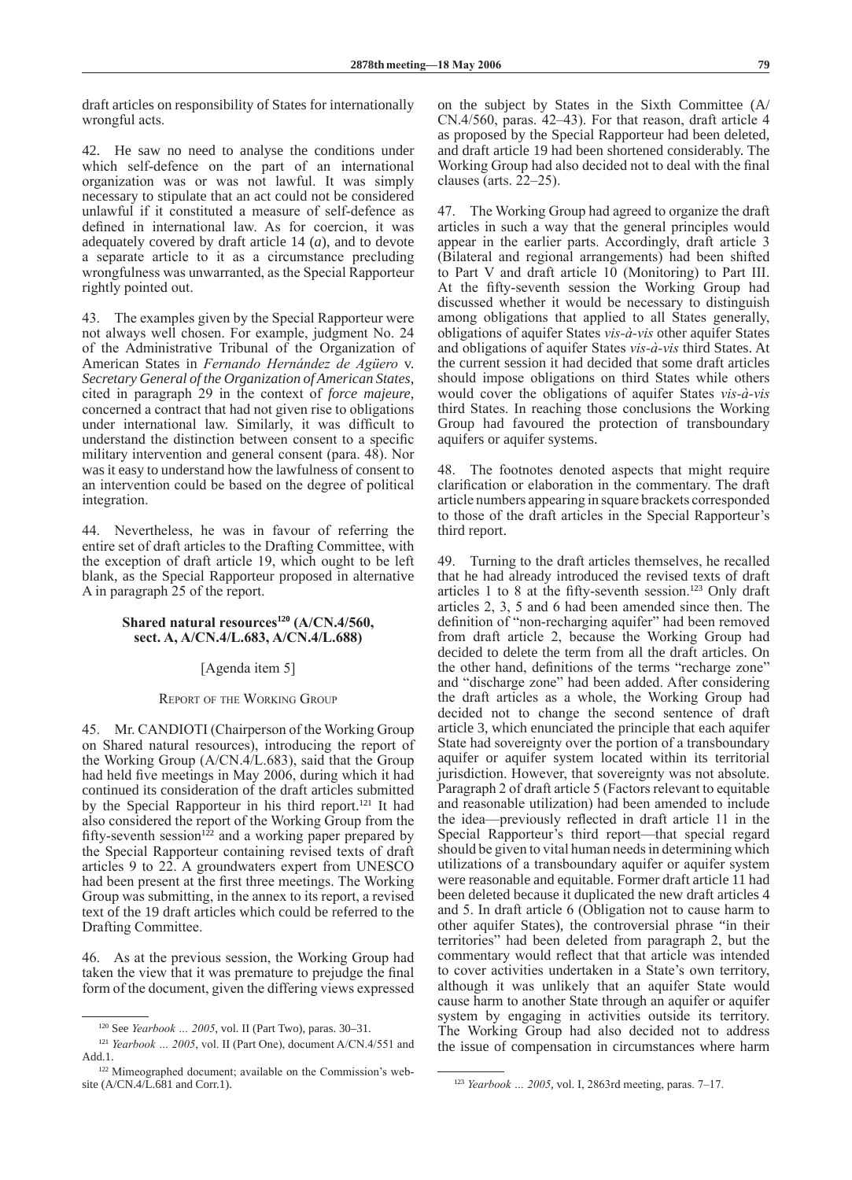draft articles on responsibility of States for internationally wrongful acts.

42. He saw no need to analyse the conditions under which self-defence on the part of an international organization was or was not lawful. It was simply necessary to stipulate that an act could not be considered unlawful if it constituted a measure of self-defence as defined in international law. As for coercion, it was adequately covered by draft article 14 (*a*), and to devote a separate article to it as a circumstance precluding wrongfulness was unwarranted, as the Special Rapporteur rightly pointed out.

43. The examples given by the Special Rapporteur were not always well chosen. For example, judgment No. 24 of the Administrative Tribunal of the Organization of American States in *Fernando Hernández de Agüero* v. *Secretary General of the Organization of American States*, cited in paragraph 29 in the context of *force majeure*, concerned a contract that had not given rise to obligations under international law. Similarly, it was difficult to understand the distinction between consent to a specific military intervention and general consent (para. 48). Nor was it easy to understand how the lawfulness of consent to an intervention could be based on the degree of political integration.

44. Nevertheless, he was in favour of referring the entire set of draft articles to the Drafting Committee, with the exception of draft article 19, which ought to be left blank, as the Special Rapporteur proposed in alternative A in paragraph 25 of the report.

### Shared natural resources[120] (A/CN.4/560, sect. A, A/CN.4/L.683, A/CN.4/L.688)

[Agenda item 5]

#### Report of the Working Group

45. Mr. CANDIOTI (Chairperson of the Working Group on Shared natural resources), introducing the report of the Working Group (A/CN.4/L.683), said that the Group had held five meetings in May 2006, during which it had continued its consideration of the draft articles submitted by the Special Rapporteur in his third report.[121] It had also considered the report of the Working Group from the fifty-seventh session[122] and a working paper prepared by the Special Rapporteur containing revised texts of draft articles 9 to 22. A groundwaters expert from UNESCO had been present at the first three meetings. The Working Group was submitting, in the annex to its report, a revised text of the 19 draft articles which could be referred to the Drafting Committee.

46. As at the previous session, the Working Group had taken the view that it was premature to prejudge the final form of the document, given the differing views expressed on the subject by States in the Sixth Committee (A/CN.4/560, paras. 42–43). For that reason, draft article 4 as proposed by the Special Rapporteur had been deleted, and draft article 19 had been shortened considerably. The Working Group had also decided not to deal with the final clauses (arts. 22–25).

47. The Working Group had agreed to organize the draft articles in such a way that the general principles would appear in the earlier parts. Accordingly, draft article 3 (Bilateral and regional arrangements) had been shifted to Part V and draft article 10 (Monitoring) to Part III. At the fifty-seventh session the Working Group had discussed whether it would be necessary to distinguish among obligations that applied to all States generally, obligations of aquifer States *vis-à-vis* other aquifer States and obligations of aquifer States *vis-à-vis* third States. At the current session it had decided that some draft articles should impose obligations on third States while others would cover the obligations of aquifer States *vis-à-vis* third States. In reaching those conclusions the Working Group had favoured the protection of transboundary aquifers or aquifer systems.

48. The footnotes denoted aspects that might require clarification or elaboration in the commentary. The draft article numbers appearing in square brackets corresponded to those of the draft articles in the Special Rapporteur's third report.

49. Turning to the draft articles themselves, he recalled that he had already introduced the revised texts of draft articles 1 to 8 at the fifty-seventh session.[123] Only draft articles 2, 3, 5 and 6 had been amended since then. The definition of "non-recharging aquifer" had been removed from draft article 2, because the Working Group had decided to delete the term from all the draft articles. On the other hand, definitions of the terms "recharge zone" and "discharge zone" had been added. After considering the draft articles as a whole, the Working Group had decided not to change the second sentence of draft article 3, which enunciated the principle that each aquifer State had sovereignty over the portion of a transboundary aquifer or aquifer system located within its territorial jurisdiction. However, that sovereignty was not absolute. Paragraph 2 of draft article 5 (Factors relevant to equitable and reasonable utilization) had been amended to include the idea—previously reflected in draft article 11 in the Special Rapporteur's third report—that special regard should be given to vital human needs in determining which utilizations of a transboundary aquifer or aquifer system were reasonable and equitable. Former draft article 11 had been deleted because it duplicated the new draft articles 4 and 5. In draft article 6 (Obligation not to cause harm to other aquifer States), the controversial phrase "in their territories" had been deleted from paragraph 2, but the commentary would reflect that that article was intended to cover activities undertaken in a State's own territory, although it was unlikely that an aquifer State would cause harm to another State through an aquifer or aquifer system by engaging in activities outside its territory. The Working Group had also decided not to address the issue of compensation in circumstances where harm

---

[120] See *Yearbook … 2005*, vol. II (Part Two), paras. 30–31.

[121] *Yearbook … 2005*, vol. II (Part One), document A/CN.4/551 and Add.1.

[122] Mimeographed document; available on the Commission's website (A/CN.4/L.681 and Corr.1).

[123] *Yearbook … 2005*, vol. I, 2863rd meeting, paras. 7–17.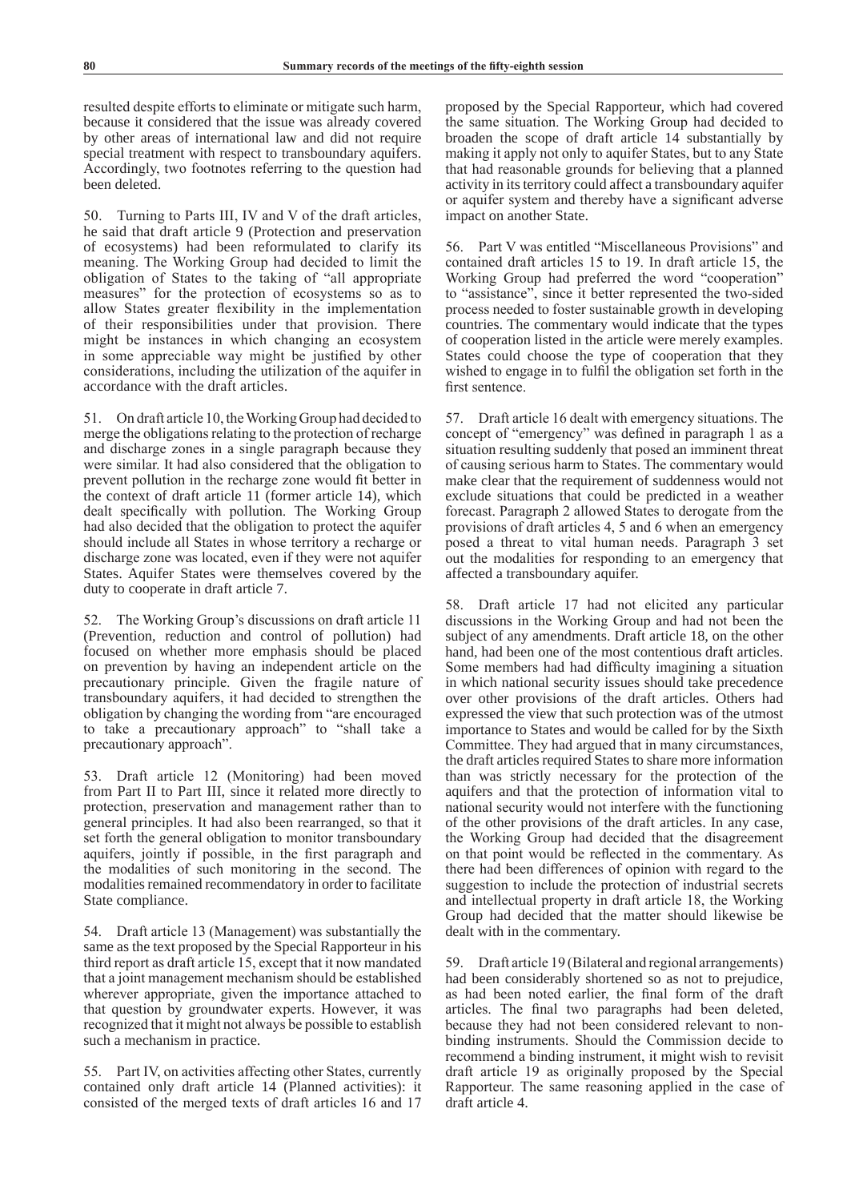resulted despite efforts to eliminate or mitigate such harm, because it considered that the issue was already covered by other areas of international law and did not require special treatment with respect to transboundary aquifers. Accordingly, two footnotes referring to the question had been deleted.

50. Turning to Parts III, IV and V of the draft articles, he said that draft article 9 (Protection and preservation of ecosystems) had been reformulated to clarify its meaning. The Working Group had decided to limit the obligation of States to the taking of "all appropriate measures" for the protection of ecosystems so as to allow States greater flexibility in the implementation of their responsibilities under that provision. There might be instances in which changing an ecosystem in some appreciable way might be justified by other considerations, including the utilization of the aquifer in accordance with the draft articles.

51. On draft article 10, the Working Group had decided to merge the obligations relating to the protection of recharge and discharge zones in a single paragraph because they were similar. It had also considered that the obligation to prevent pollution in the recharge zone would fit better in the context of draft article 11 (former article 14), which dealt specifically with pollution. The Working Group had also decided that the obligation to protect the aquifer should include all States in whose territory a recharge or discharge zone was located, even if they were not aquifer States. Aquifer States were themselves covered by the duty to cooperate in draft article 7.

52. The Working Group's discussions on draft article 11 (Prevention, reduction and control of pollution) had focused on whether more emphasis should be placed on prevention by having an independent article on the precautionary principle. Given the fragile nature of transboundary aquifers, it had decided to strengthen the obligation by changing the wording from "are encouraged to take a precautionary approach" to "shall take a precautionary approach".

53. Draft article 12 (Monitoring) had been moved from Part II to Part III, since it related more directly to protection, preservation and management rather than to general principles. It had also been rearranged, so that it set forth the general obligation to monitor transboundary aquifers, jointly if possible, in the first paragraph and the modalities of such monitoring in the second. The modalities remained recommendatory in order to facilitate State compliance.

54. Draft article 13 (Management) was substantially the same as the text proposed by the Special Rapporteur in his third report as draft article 15, except that it now mandated that a joint management mechanism should be established wherever appropriate, given the importance attached to that question by groundwater experts. However, it was recognized that it might not always be possible to establish such a mechanism in practice.

55. Part IV, on activities affecting other States, currently contained only draft article 14 (Planned activities): it consisted of the merged texts of draft articles 16 and 17 proposed by the Special Rapporteur, which had covered the same situation. The Working Group had decided to broaden the scope of draft article 14 substantially by making it apply not only to aquifer States, but to any State that had reasonable grounds for believing that a planned activity in its territory could affect a transboundary aquifer or aquifer system and thereby have a significant adverse impact on another State.

56. Part V was entitled "Miscellaneous Provisions" and contained draft articles 15 to 19. In draft article 15, the Working Group had preferred the word "cooperation" to "assistance", since it better represented the two-sided process needed to foster sustainable growth in developing countries. The commentary would indicate that the types of cooperation listed in the article were merely examples. States could choose the type of cooperation that they wished to engage in to fulfil the obligation set forth in the first sentence.

57. Draft article 16 dealt with emergency situations. The concept of "emergency" was defined in paragraph 1 as a situation resulting suddenly that posed an imminent threat of causing serious harm to States. The commentary would make clear that the requirement of suddenness would not exclude situations that could be predicted in a weather forecast. Paragraph 2 allowed States to derogate from the provisions of draft articles 4, 5 and 6 when an emergency posed a threat to vital human needs. Paragraph 3 set out the modalities for responding to an emergency that affected a transboundary aquifer.

58. Draft article 17 had not elicited any particular discussions in the Working Group and had not been the subject of any amendments. Draft article 18, on the other hand, had been one of the most contentious draft articles. Some members had had difficulty imagining a situation in which national security issues should take precedence over other provisions of the draft articles. Others had expressed the view that such protection was of the utmost importance to States and would be called for by the Sixth Committee. They had argued that in many circumstances, the draft articles required States to share more information than was strictly necessary for the protection of the aquifers and that the protection of information vital to national security would not interfere with the functioning of the other provisions of the draft articles. In any case, the Working Group had decided that the disagreement on that point would be reflected in the commentary. As there had been differences of opinion with regard to the suggestion to include the protection of industrial secrets and intellectual property in draft article 18, the Working Group had decided that the matter should likewise be dealt with in the commentary.

59. Draft article 19 (Bilateral and regional arrangements) had been considerably shortened so as not to prejudice, as had been noted earlier, the final form of the draft articles. The final two paragraphs had been deleted, because they had not been considered relevant to non-binding instruments. Should the Commission decide to recommend a binding instrument, it might wish to revisit draft article 19 as originally proposed by the Special Rapporteur. The same reasoning applied in the case of draft article 4.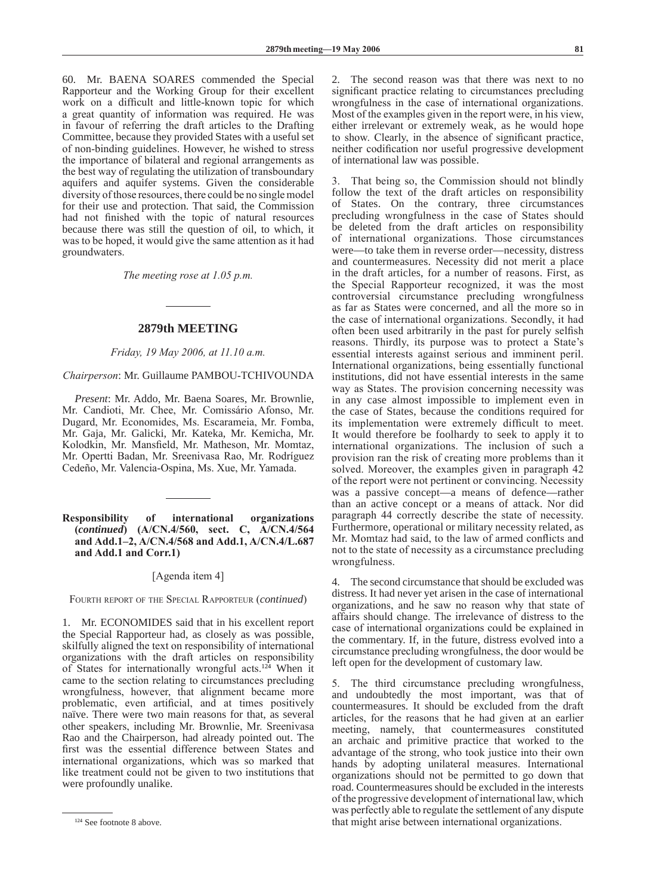60. Mr. BAENA SOARES commended the Special Rapporteur and the Working Group for their excellent work on a difficult and little-known topic for which a great quantity of information was required. He was in favour of referring the draft articles to the Drafting Committee, because they provided States with a useful set of non-binding guidelines. However, he wished to stress the importance of bilateral and regional arrangements as the best way of regulating the utilization of transboundary aquifers and aquifer systems. Given the considerable diversity of those resources, there could be no single model for their use and protection. That said, the Commission had not finished with the topic of natural resources because there was still the question of oil, to which, it was to be hoped, it would give the same attention as it had groundwaters.

*The meeting rose at 1.05 p.m.*

---

## 2879th MEETING

*Friday, 19 May 2006, at 11.10 a.m.*

*Chairperson*: Mr. Guillaume PAMBOU-TCHIVOUNDA

*Present*: Mr. Addo, Mr. Baena Soares, Mr. Brownlie, Mr. Candioti, Mr. Chee, Mr. Comissário Afonso, Mr. Dugard, Mr. Economides, Ms. Escarameia, Mr. Fomba, Mr. Gaja, Mr. Galicki, Mr. Kateka, Mr. Kemicha, Mr. Kolodkin, Mr. Mansfield, Mr. Matheson, Mr. Momtaz, Mr. Opertti Badan, Mr. Sreenivasa Rao, Mr. Rodríguez Cedeño, Mr. Valencia-Ospina, Ms. Xue, Mr. Yamada.

---

### Responsibility of international organizations (*continued*) (A/CN.4/560, sect. C, A/CN.4/564 and Add.1–2, A/CN.4/568 and Add.1, A/CN.4/L.687 and Add.1 and Corr.1)

[Agenda item 4]

FOURTH REPORT OF THE SPECIAL RAPPORTEUR (*continued*)

1. Mr. ECONOMIDES said that in his excellent report the Special Rapporteur had, as closely as was possible, skilfully aligned the text on responsibility of international organizations with the draft articles on responsibility of States for internationally wrongful acts.[124] When it came to the section relating to circumstances precluding wrongfulness, however, that alignment became more problematic, even artificial, and at times positively naïve. There were two main reasons for that, as several other speakers, including Mr. Brownlie, Mr. Sreenivasa Rao and the Chairperson, had already pointed out. The first was the essential difference between States and international organizations, which was so marked that like treatment could not be given to two institutions that were profoundly unalike.

[124] See footnote 8 above.

2. The second reason was that there was next to no significant practice relating to circumstances precluding wrongfulness in the case of international organizations. Most of the examples given in the report were, in his view, either irrelevant or extremely weak, as he would hope to show. Clearly, in the absence of significant practice, neither codification nor useful progressive development of international law was possible.

3. That being so, the Commission should not blindly follow the text of the draft articles on responsibility of States. On the contrary, three circumstances precluding wrongfulness in the case of States should be deleted from the draft articles on responsibility of international organizations. Those circumstances were—to take them in reverse order—necessity, distress and countermeasures. Necessity did not merit a place in the draft articles, for a number of reasons. First, as the Special Rapporteur recognized, it was the most controversial circumstance precluding wrongfulness as far as States were concerned, and all the more so in the case of international organizations. Secondly, it had often been used arbitrarily in the past for purely selfish reasons. Thirdly, its purpose was to protect a State's essential interests against serious and imminent peril. International organizations, being essentially functional institutions, did not have essential interests in the same way as States. The provision concerning necessity was in any case almost impossible to implement even in the case of States, because the conditions required for its implementation were extremely difficult to meet. It would therefore be foolhardy to seek to apply it to international organizations. The inclusion of such a provision ran the risk of creating more problems than it solved. Moreover, the examples given in paragraph 42 of the report were not pertinent or convincing. Necessity was a passive concept—a means of defence—rather than an active concept or a means of attack. Nor did paragraph 44 correctly describe the state of necessity. Furthermore, operational or military necessity related, as Mr. Momtaz had said, to the law of armed conflicts and not to the state of necessity as a circumstance precluding wrongfulness.

4. The second circumstance that should be excluded was distress. It had never yet arisen in the case of international organizations, and he saw no reason why that state of affairs should change. The irrelevance of distress to the case of international organizations could be explained in the commentary. If, in the future, distress evolved into a circumstance precluding wrongfulness, the door would be left open for the development of customary law.

5. The third circumstance precluding wrongfulness, and undoubtedly the most important, was that of countermeasures. It should be excluded from the draft articles, for the reasons that he had given at an earlier meeting, namely, that countermeasures constituted an archaic and primitive practice that worked to the advantage of the strong, who took justice into their own hands by adopting unilateral measures. International organizations should not be permitted to go down that road. Countermeasures should be excluded in the interests of the progressive development of international law, which was perfectly able to regulate the settlement of any dispute that might arise between international organizations.